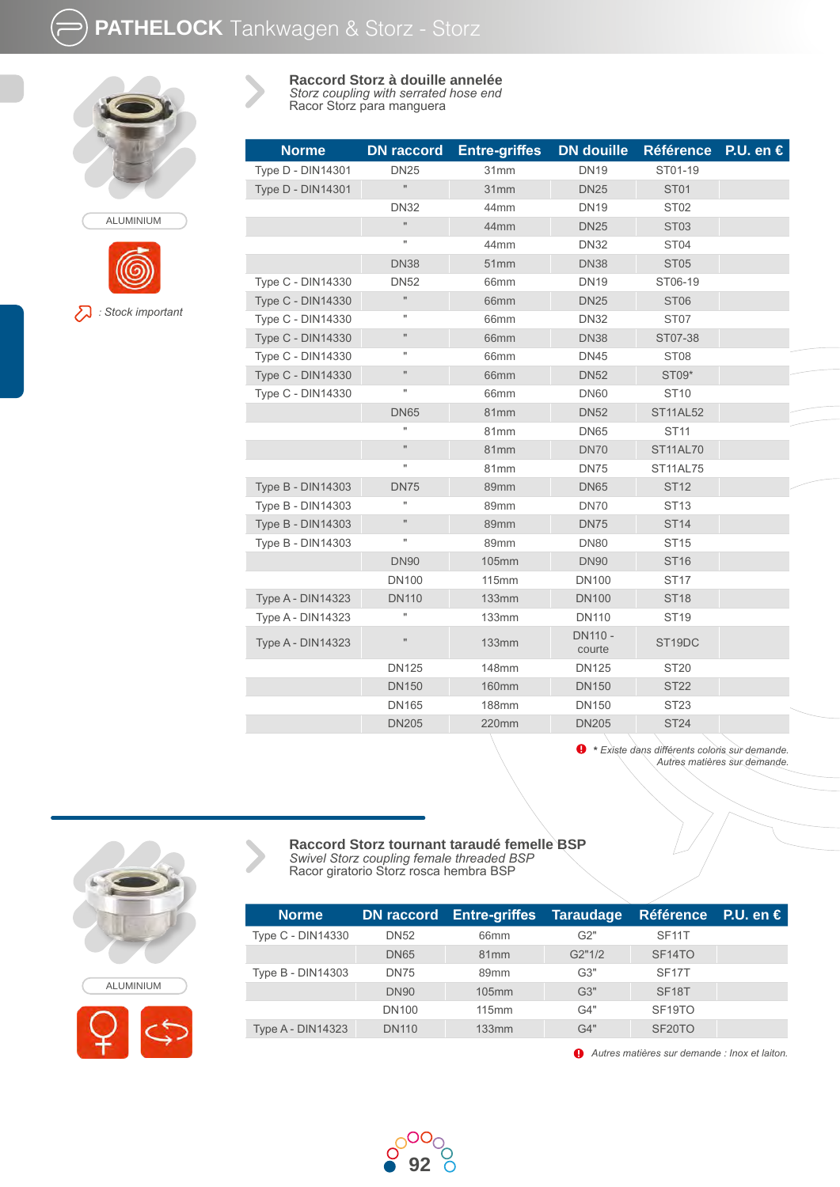ALUMINIUM

: Stock important

## Raccord Storz à douille annelée
*Storz coupling with serrated hose end*
Racor Storz para manguera

| Norme | DN raccord | Entre-griffes | DN douille | Référence | P.U. en € |
|---|---|---|---|---|---|
| Type D - DIN14301 | DN25 | 31mm | DN19 | ST01-19 | |
| Type D - DIN14301 | " | 31mm | DN25 | ST01 | |
| | DN32 | 44mm | DN19 | ST02 | |
| | " | 44mm | DN25 | ST03 | |
| | " | 44mm | DN32 | ST04 | |
| | DN38 | 51mm | DN38 | ST05 | |
| Type C - DIN14330 | DN52 | 66mm | DN19 | ST06-19 | |
| Type C - DIN14330 | " | 66mm | DN25 | ST06 | |
| Type C - DIN14330 | " | 66mm | DN32 | ST07 | |
| Type C - DIN14330 | " | 66mm | DN38 | ST07-38 | |
| Type C - DIN14330 | " | 66mm | DN45 | ST08 | |
| Type C - DIN14330 | " | 66mm | DN52 | ST09* | |
| Type C - DIN14330 | " | 66mm | DN60 | ST10 | |
| | DN65 | 81mm | DN52 | ST11AL52 | |
| | " | 81mm | DN65 | ST11 | |
| | " | 81mm | DN70 | ST11AL70 | |
| | " | 81mm | DN75 | ST11AL75 | |
| Type B - DIN14303 | DN75 | 89mm | DN65 | ST12 | |
| Type B - DIN14303 | " | 89mm | DN70 | ST13 | |
| Type B - DIN14303 | " | 89mm | DN75 | ST14 | |
| Type B - DIN14303 | " | 89mm | DN80 | ST15 | |
| | DN90 | 105mm | DN90 | ST16 | |
| | DN100 | 115mm | DN100 | ST17 | |
| Type A - DIN14323 | DN110 | 133mm | DN100 | ST18 | |
| Type A - DIN14323 | " | 133mm | DN110 | ST19 | |
| Type A - DIN14323 | " | 133mm | DN110 - courte | ST19DC | |
| | DN125 | 148mm | DN125 | ST20 | |
| | DN150 | 160mm | DN150 | ST22 | |
| | DN165 | 188mm | DN150 | ST23 | |
| | DN205 | 220mm | DN205 | ST24 | |

*\* Existe dans différents coloris sur demande.*
*Autres matières sur demande.*

ALUMINIUM

## Raccord Storz tournant taraudé femelle BSP
*Swivel Storz coupling female threaded BSP*
Racor giratorio Storz rosca hembra BSP

| Norme | DN raccord | Entre-griffes | Taraudage | Référence | P.U. en € |
|---|---|---|---|---|---|
| Type C - DIN14330 | DN52 | 66mm | G2" | SF11T | |
| | DN65 | 81mm | G2"1/2 | SF14TO | |
| Type B - DIN14303 | DN75 | 89mm | G3" | SF17T | |
| | DN90 | 105mm | G3" | SF18T | |
| | DN100 | 115mm | G4" | SF19TO | |
| Type A - DIN14323 | DN110 | 133mm | G4" | SF20TO | |

*Autres matières sur demande : Inox et laiton.*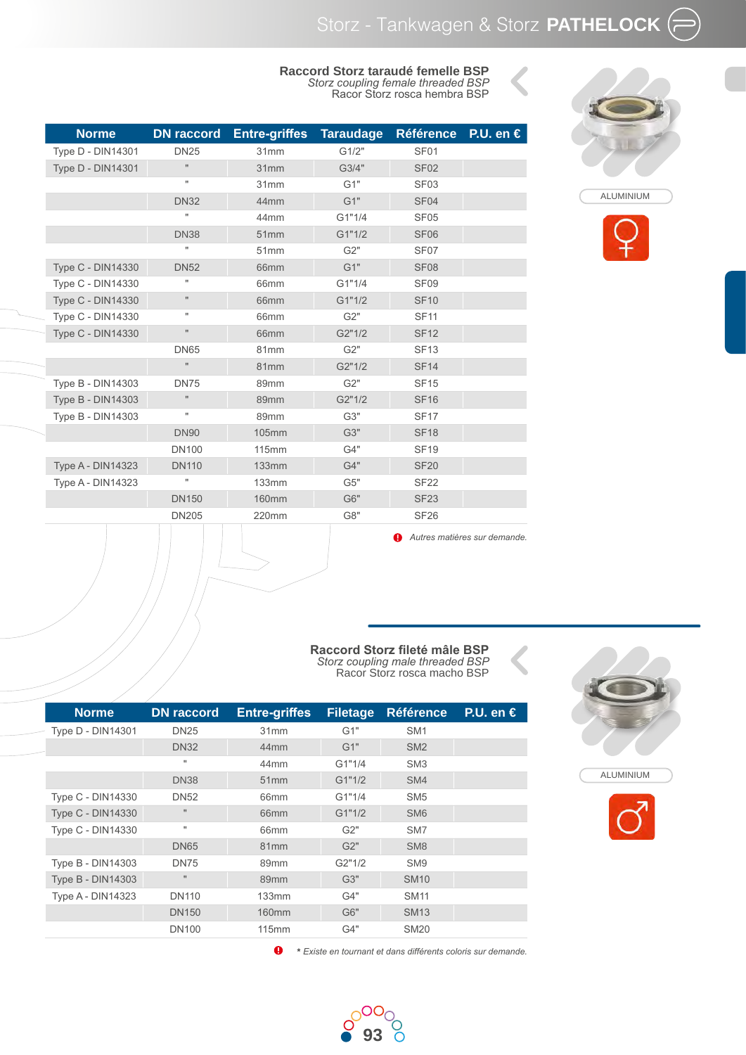## Raccord Storz taraudé femelle BSP

*Storz coupling female threaded BSP*

Racor Storz rosca hembra BSP

ALUMINIUM

| Norme | DN raccord | Entre-griffes | Taraudage | Référence | P.U. en € |
|---|---|---|---|---|---|
| Type D - DIN14301 | DN25 | 31mm | G1/2" | SF01 | |
| Type D - DIN14301 | " | 31mm | G3/4" | SF02 | |
| | " | 31mm | G1" | SF03 | |
| | DN32 | 44mm | G1" | SF04 | |
| | " | 44mm | G1"1/4 | SF05 | |
| | DN38 | 51mm | G1"1/2 | SF06 | |
| | " | 51mm | G2" | SF07 | |
| Type C - DIN14330 | DN52 | 66mm | G1" | SF08 | |
| Type C - DIN14330 | " | 66mm | G1"1/4 | SF09 | |
| Type C - DIN14330 | " | 66mm | G1"1/2 | SF10 | |
| Type C - DIN14330 | " | 66mm | G2" | SF11 | |
| Type C - DIN14330 | " | 66mm | G2"1/2 | SF12 | |
| | DN65 | 81mm | G2" | SF13 | |
| | " | 81mm | G2"1/2 | SF14 | |
| Type B - DIN14303 | DN75 | 89mm | G2" | SF15 | |
| Type B - DIN14303 | " | 89mm | G2"1/2 | SF16 | |
| Type B - DIN14303 | " | 89mm | G3" | SF17 | |
| | DN90 | 105mm | G3" | SF18 | |
| | DN100 | 115mm | G4" | SF19 | |
| Type A - DIN14323 | DN110 | 133mm | G4" | SF20 | |
| Type A - DIN14323 | " | 133mm | G5" | SF22 | |
| | DN150 | 160mm | G6" | SF23 | |
| | DN205 | 220mm | G8" | SF26 | |

*Autres matières sur demande.*

## Raccord Storz fileté mâle BSP

*Storz coupling male threaded BSP*

Racor Storz rosca macho BSP

ALUMINIUM

| Norme | DN raccord | Entre-griffes | Filetage | Référence | P.U. en € |
|---|---|---|---|---|---|
| Type D - DIN14301 | DN25 | 31mm | G1" | SM1 | |
| | DN32 | 44mm | G1" | SM2 | |
| | " | 44mm | G1"1/4 | SM3 | |
| | DN38 | 51mm | G1"1/2 | SM4 | |
| Type C - DIN14330 | DN52 | 66mm | G1"1/4 | SM5 | |
| Type C - DIN14330 | " | 66mm | G1"1/2 | SM6 | |
| Type C - DIN14330 | " | 66mm | G2" | SM7 | |
| | DN65 | 81mm | G2" | SM8 | |
| Type B - DIN14303 | DN75 | 89mm | G2"1/2 | SM9 | |
| Type B - DIN14303 | " | 89mm | G3" | SM10 | |
| Type A - DIN14323 | DN110 | 133mm | G4" | SM11 | |
| | DN150 | 160mm | G6" | SM13 | |
| | DN100 | 115mm | G4" | SM20 | |

*\* Existe en tournant et dans différents coloris sur demande.*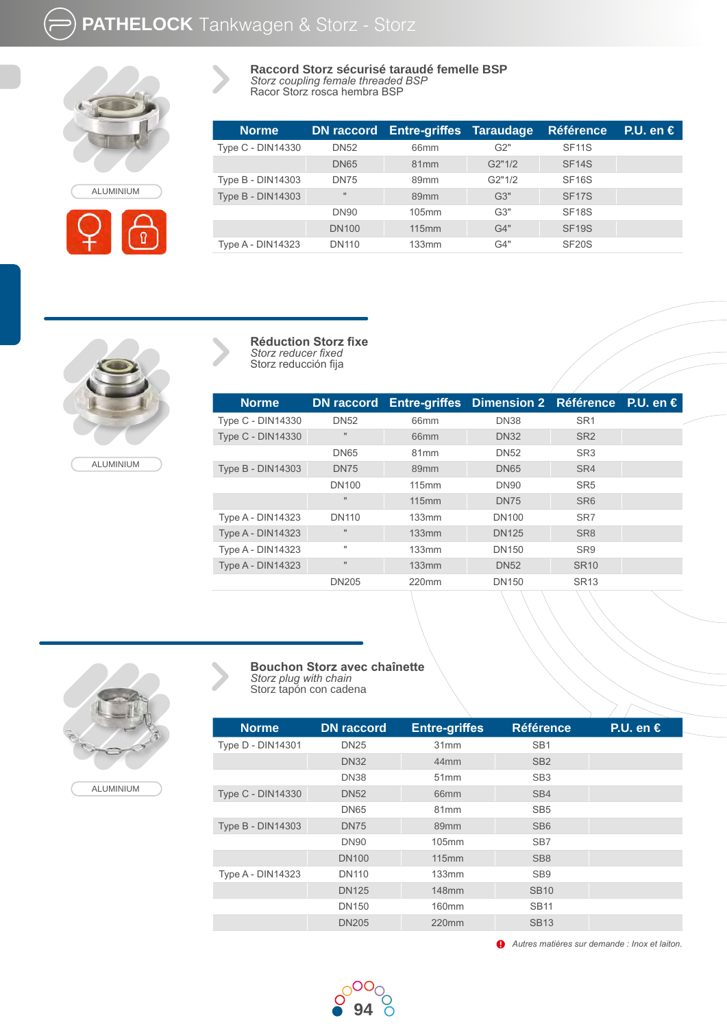## Raccord Storz sécurisé taraudé femelle BSP
*Storz coupling female threaded BSP*
Racor Storz rosca hembra BSP

ALUMINIUM

| Norme | DN raccord | Entre-griffes | Taraudage | Référence | P.U. en € |
|---|---|---|---|---|---|
| Type C - DIN14330 | DN52 | 66mm | G2" | SF11S | |
| | DN65 | 81mm | G2"1/2 | SF14S | |
| Type B - DIN14303 | DN75 | 89mm | G2"1/2 | SF16S | |
| Type B - DIN14303 | " | 89mm | G3" | SF17S | |
| | DN90 | 105mm | G3" | SF18S | |
| | DN100 | 115mm | G4" | SF19S | |
| Type A - DIN14323 | DN110 | 133mm | G4" | SF20S | |

## Réduction Storz fixe
*Storz reducer fixed*
Storz reducción fija

ALUMINIUM

| Norme | DN raccord | Entre-griffes | Dimension 2 | Référence | P.U. en € |
|---|---|---|---|---|---|
| Type C - DIN14330 | DN52 | 66mm | DN38 | SR1 | |
| Type C - DIN14330 | " | 66mm | DN32 | SR2 | |
| | DN65 | 81mm | DN52 | SR3 | |
| Type B - DIN14303 | DN75 | 89mm | DN65 | SR4 | |
| | DN100 | 115mm | DN90 | SR5 | |
| | " | 115mm | DN75 | SR6 | |
| Type A - DIN14323 | DN110 | 133mm | DN100 | SR7 | |
| Type A - DIN14323 | " | 133mm | DN125 | SR8 | |
| Type A - DIN14323 | " | 133mm | DN150 | SR9 | |
| Type A - DIN14323 | " | 133mm | DN52 | SR10 | |
| | DN205 | 220mm | DN150 | SR13 | |

## Bouchon Storz avec chaînette
*Storz plug with chain*
Storz tapón con cadena

ALUMINIUM

| Norme | DN raccord | Entre-griffes | Référence | P.U. en € |
|---|---|---|---|---|
| Type D - DIN14301 | DN25 | 31mm | SB1 | |
| | DN32 | 44mm | SB2 | |
| | DN38 | 51mm | SB3 | |
| Type C - DIN14330 | DN52 | 66mm | SB4 | |
| | DN65 | 81mm | SB5 | |
| Type B - DIN14303 | DN75 | 89mm | SB6 | |
| | DN90 | 105mm | SB7 | |
| | DN100 | 115mm | SB8 | |
| Type A - DIN14323 | DN110 | 133mm | SB9 | |
| | DN125 | 148mm | SB10 | |
| | DN150 | 160mm | SB11 | |
| | DN205 | 220mm | SB13 | |

*Autres matières sur demande : Inox et laiton.*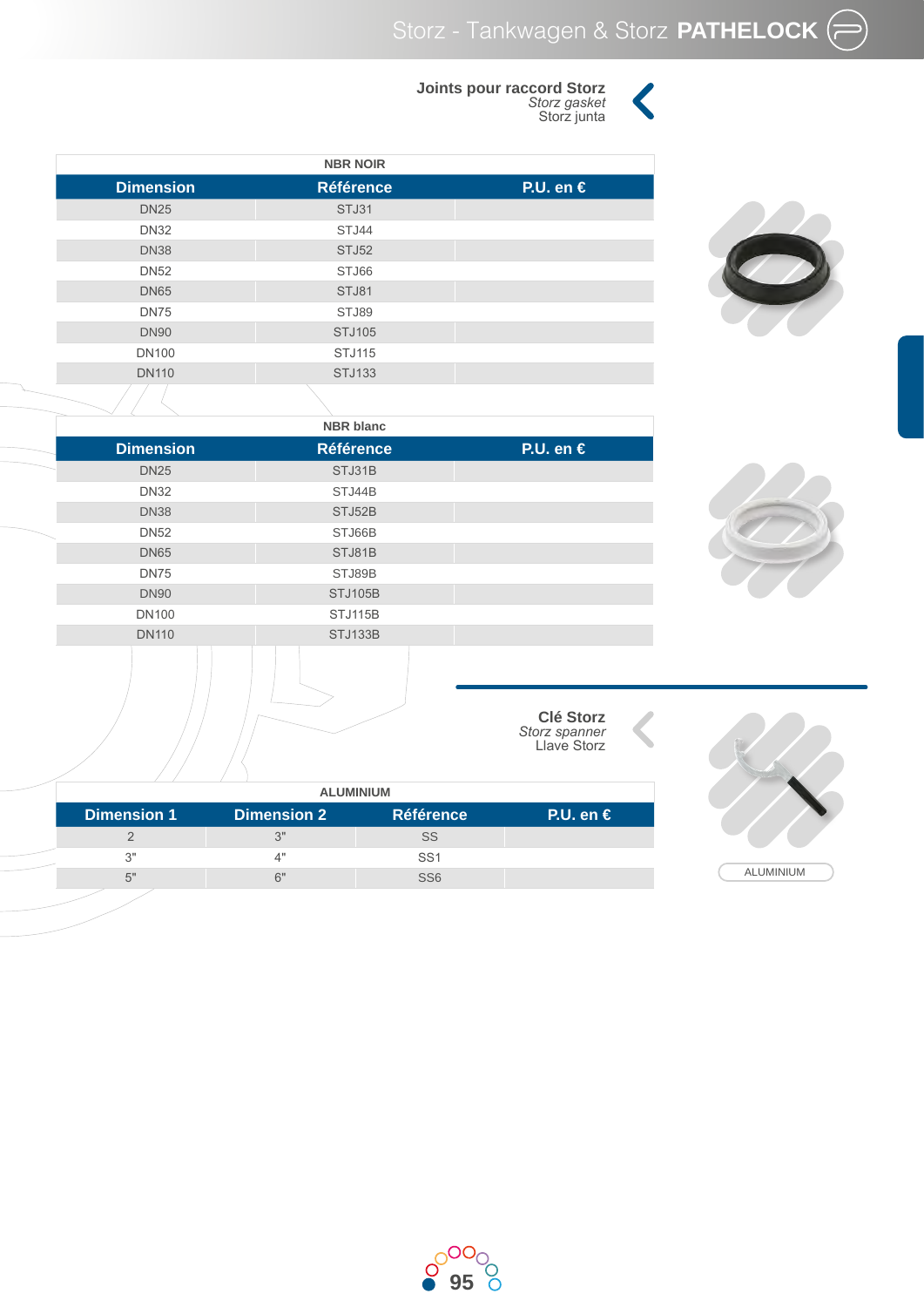## Joints pour raccord Storz
*Storz gasket*
Storz junta

| NBR NOIR | | |
|---|---|---|
| **Dimension** | **Référence** | **P.U. en €** |
| DN25 | STJ31 | |
| DN32 | STJ44 | |
| DN38 | STJ52 | |
| DN52 | STJ66 | |
| DN65 | STJ81 | |
| DN75 | STJ89 | |
| DN90 | STJ105 | |
| DN100 | STJ115 | |
| DN110 | STJ133 | |

| NBR blanc | | |
|---|---|---|
| **Dimension** | **Référence** | **P.U. en €** |
| DN25 | STJ31B | |
| DN32 | STJ44B | |
| DN38 | STJ52B | |
| DN52 | STJ66B | |
| DN65 | STJ81B | |
| DN75 | STJ89B | |
| DN90 | STJ105B | |
| DN100 | STJ115B | |
| DN110 | STJ133B | |

## Clé Storz
*Storz spanner*
Llave Storz

| ALUMINIUM | | | |
|---|---|---|---|
| **Dimension 1** | **Dimension 2** | **Référence** | **P.U. en €** |
| 2 | 3" | SS | |
| 3" | 4" | SS1 | |
| 5" | 6" | SS6 | |

ALUMINIUM